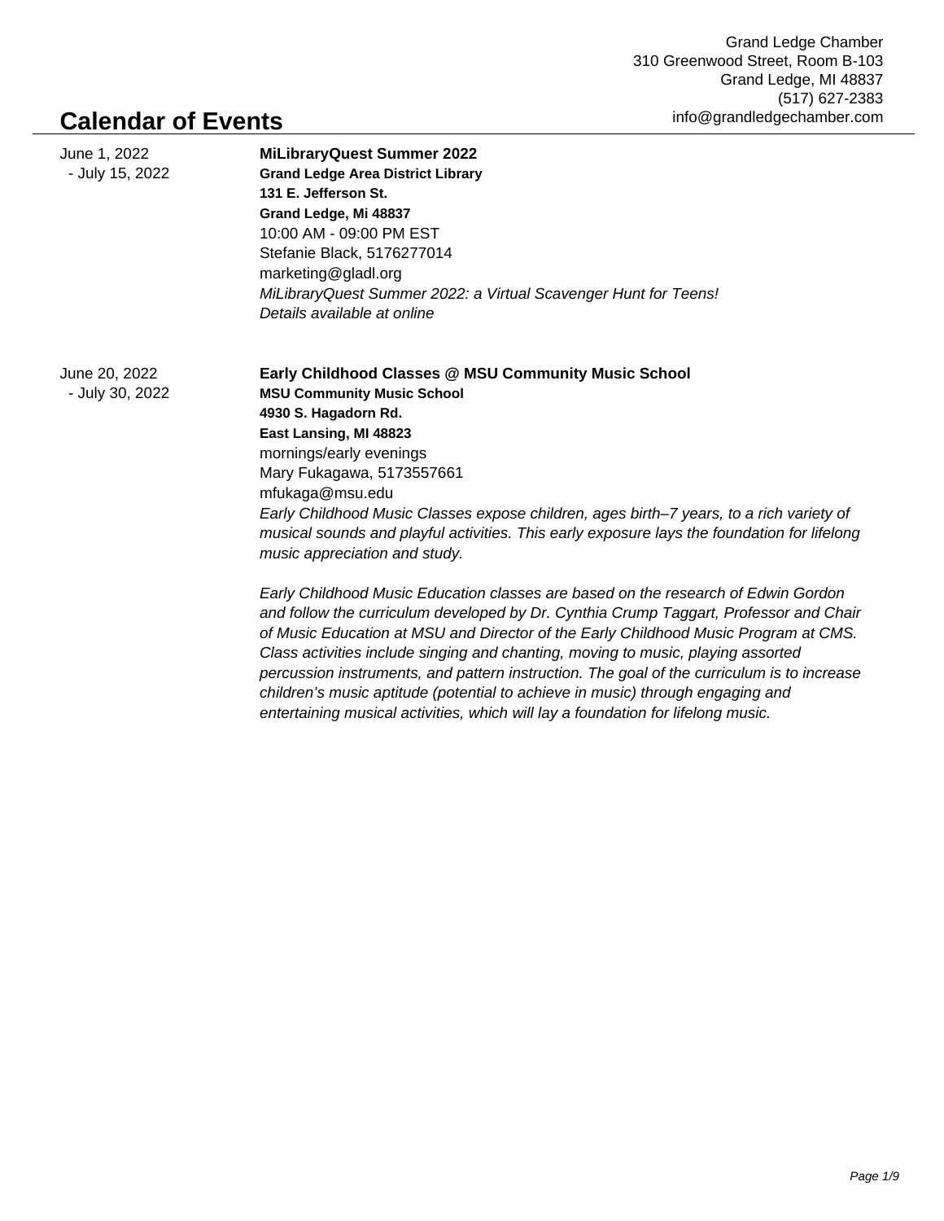Grand Ledge Chamber
310 Greenwood Street, Room B-103
Grand Ledge, MI 48837
(517) 627-2383
info@grandledgechamber.com

# Calendar of Events

June 1, 2022
- July 15, 2022

**MiLibraryQuest Summer 2022**
**Grand Ledge Area District Library**
**131 E. Jefferson St.**
**Grand Ledge, Mi 48837**
10:00 AM - 09:00 PM EST
Stefanie Black, 5176277014
marketing@gladl.org
*MiLibraryQuest Summer 2022: a Virtual Scavenger Hunt for Teens!*
*Details available at online*

June 20, 2022
- July 30, 2022

**Early Childhood Classes @ MSU Community Music School**
**MSU Community Music School**
**4930 S. Hagadorn Rd.**
**East Lansing, MI 48823**
mornings/early evenings
Mary Fukagawa, 5173557661
mfukaga@msu.edu
*Early Childhood Music Classes expose children, ages birth–7 years, to a rich variety of musical sounds and playful activities. This early exposure lays the foundation for lifelong music appreciation and study.*

*Early Childhood Music Education classes are based on the research of Edwin Gordon and follow the curriculum developed by Dr. Cynthia Crump Taggart, Professor and Chair of Music Education at MSU and Director of the Early Childhood Music Program at CMS. Class activities include singing and chanting, moving to music, playing assorted percussion instruments, and pattern instruction. The goal of the curriculum is to increase children's music aptitude (potential to achieve in music) through engaging and entertaining musical activities, which will lay a foundation for lifelong music.*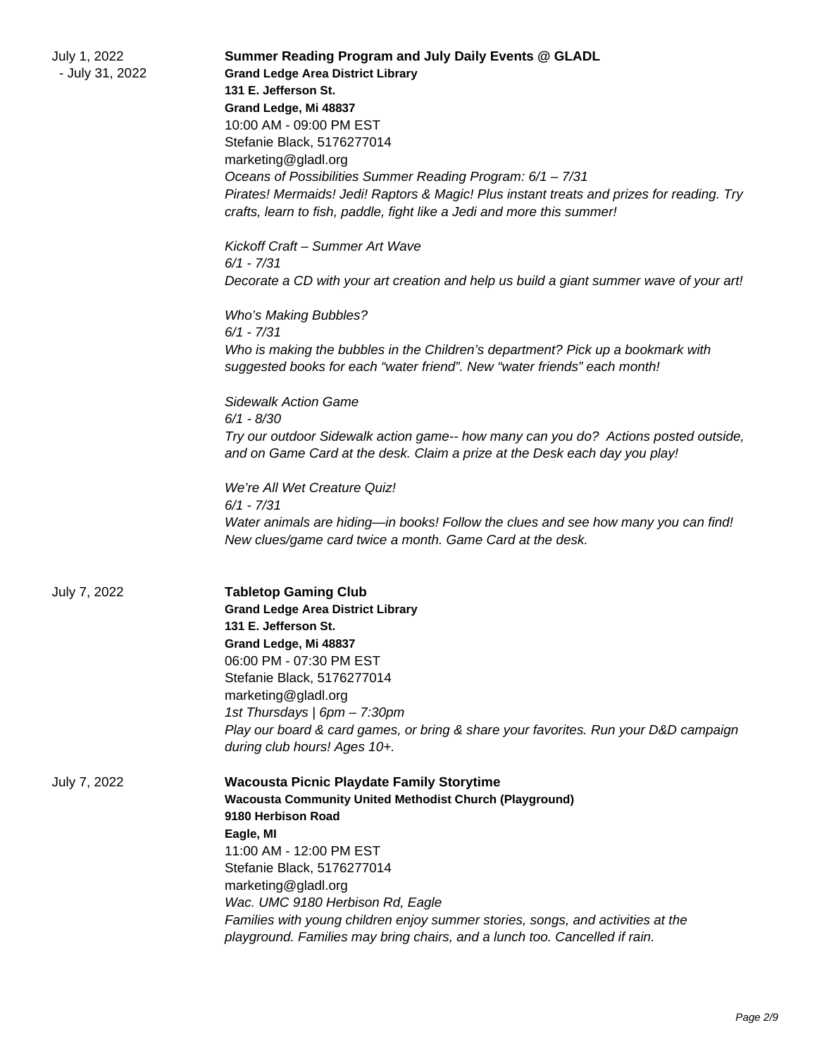July 1, 2022 - July 31, 2022

**Summer Reading Program and July Daily Events @ GLADL**
**Grand Ledge Area District Library**
**131 E. Jefferson St.**
**Grand Ledge, Mi 48837**
10:00 AM - 09:00 PM EST
Stefanie Black, 5176277014
marketing@gladl.org
*Oceans of Possibilities Summer Reading Program: 6/1 – 7/31*
*Pirates! Mermaids! Jedi! Raptors & Magic! Plus instant treats and prizes for reading. Try crafts, learn to fish, paddle, fight like a Jedi and more this summer!*

*Kickoff Craft – Summer Art Wave*
*6/1 - 7/31*
*Decorate a CD with your art creation and help us build a giant summer wave of your art!*

*Who's Making Bubbles?*
*6/1 - 7/31*
*Who is making the bubbles in the Children's department? Pick up a bookmark with suggested books for each "water friend". New "water friends" each month!*

*Sidewalk Action Game*
*6/1 - 8/30*
*Try our outdoor Sidewalk action game-- how many can you do? Actions posted outside, and on Game Card at the desk. Claim a prize at the Desk each day you play!*

*We're All Wet Creature Quiz!*
*6/1 - 7/31*
*Water animals are hiding—in books! Follow the clues and see how many you can find! New clues/game card twice a month. Game Card at the desk.*

July 7, 2022

**Tabletop Gaming Club**
**Grand Ledge Area District Library**
**131 E. Jefferson St.**
**Grand Ledge, Mi 48837**
06:00 PM - 07:30 PM EST
Stefanie Black, 5176277014
marketing@gladl.org
*1st Thursdays | 6pm – 7:30pm*
*Play our board & card games, or bring & share your favorites. Run your D&D campaign during club hours! Ages 10+.*

July 7, 2022

**Wacousta Picnic Playdate Family Storytime**
**Wacousta Community United Methodist Church (Playground)**
**9180 Herbison Road**
**Eagle, MI**
11:00 AM - 12:00 PM EST
Stefanie Black, 5176277014
marketing@gladl.org
*Wac. UMC 9180 Herbison Rd, Eagle*
*Families with young children enjoy summer stories, songs, and activities at the playground. Families may bring chairs, and a lunch too. Cancelled if rain.*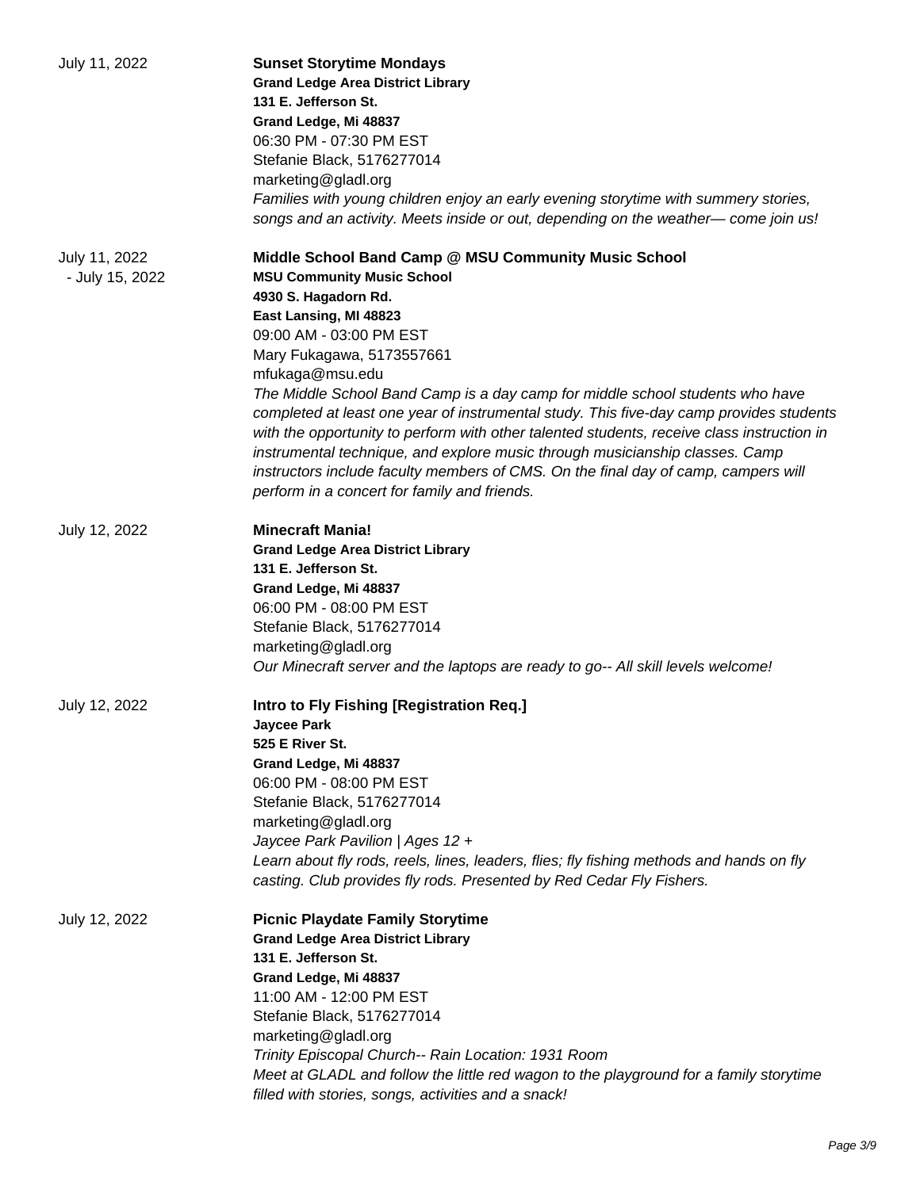July 11, 2022

**Sunset Storytime Mondays**
**Grand Ledge Area District Library**
**131 E. Jefferson St.**
**Grand Ledge, Mi 48837**
06:30 PM - 07:30 PM EST
Stefanie Black, 5176277014
marketing@gladl.org
*Families with young children enjoy an early evening storytime with summery stories, songs and an activity. Meets inside or out, depending on the weather— come join us!*

July 11, 2022 - July 15, 2022

**Middle School Band Camp @ MSU Community Music School**
**MSU Community Music School**
**4930 S. Hagadorn Rd.**
**East Lansing, MI 48823**
09:00 AM - 03:00 PM EST
Mary Fukagawa, 5173557661
mfukaga@msu.edu
*The Middle School Band Camp is a day camp for middle school students who have completed at least one year of instrumental study. This five-day camp provides students with the opportunity to perform with other talented students, receive class instruction in instrumental technique, and explore music through musicianship classes. Camp instructors include faculty members of CMS. On the final day of camp, campers will perform in a concert for family and friends.*

July 12, 2022

**Minecraft Mania!**
**Grand Ledge Area District Library**
**131 E. Jefferson St.**
**Grand Ledge, Mi 48837**
06:00 PM - 08:00 PM EST
Stefanie Black, 5176277014
marketing@gladl.org
*Our Minecraft server and the laptops are ready to go-- All skill levels welcome!*

July 12, 2022

**Intro to Fly Fishing [Registration Req.]**
**Jaycee Park**
**525 E River St.**
**Grand Ledge, Mi 48837**
06:00 PM - 08:00 PM EST
Stefanie Black, 5176277014
marketing@gladl.org
*Jaycee Park Pavilion | Ages 12 +*
*Learn about fly rods, reels, lines, leaders, flies; fly fishing methods and hands on fly casting. Club provides fly rods. Presented by Red Cedar Fly Fishers.*

July 12, 2022

**Picnic Playdate Family Storytime**
**Grand Ledge Area District Library**
**131 E. Jefferson St.**
**Grand Ledge, Mi 48837**
11:00 AM - 12:00 PM EST
Stefanie Black, 5176277014
marketing@gladl.org
*Trinity Episcopal Church-- Rain Location: 1931 Room*
*Meet at GLADL and follow the little red wagon to the playground for a family storytime filled with stories, songs, activities and a snack!*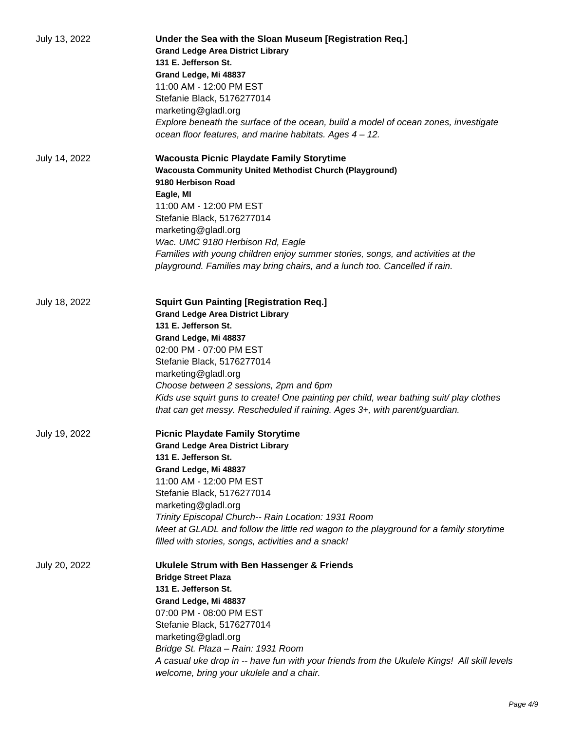July 13, 2022

**Under the Sea with the Sloan Museum [Registration Req.]**
**Grand Ledge Area District Library**
**131 E. Jefferson St.**
**Grand Ledge, Mi 48837**
11:00 AM - 12:00 PM EST
Stefanie Black, 5176277014
marketing@gladl.org
*Explore beneath the surface of the ocean, build a model of ocean zones, investigate ocean floor features, and marine habitats. Ages 4 – 12.*

July 14, 2022

**Wacousta Picnic Playdate Family Storytime**
**Wacousta Community United Methodist Church (Playground)**
**9180 Herbison Road**
**Eagle, MI**
11:00 AM - 12:00 PM EST
Stefanie Black, 5176277014
marketing@gladl.org
*Wac. UMC 9180 Herbison Rd, Eagle*
*Families with young children enjoy summer stories, songs, and activities at the playground. Families may bring chairs, and a lunch too. Cancelled if rain.*

July 18, 2022

**Squirt Gun Painting [Registration Req.]**
**Grand Ledge Area District Library**
**131 E. Jefferson St.**
**Grand Ledge, Mi 48837**
02:00 PM - 07:00 PM EST
Stefanie Black, 5176277014
marketing@gladl.org
*Choose between 2 sessions, 2pm and 6pm*
*Kids use squirt guns to create! One painting per child, wear bathing suit/ play clothes that can get messy. Rescheduled if raining. Ages 3+, with parent/guardian.*

July 19, 2022

**Picnic Playdate Family Storytime**
**Grand Ledge Area District Library**
**131 E. Jefferson St.**
**Grand Ledge, Mi 48837**
11:00 AM - 12:00 PM EST
Stefanie Black, 5176277014
marketing@gladl.org
*Trinity Episcopal Church-- Rain Location: 1931 Room*
*Meet at GLADL and follow the little red wagon to the playground for a family storytime filled with stories, songs, activities and a snack!*

July 20, 2022

**Ukulele Strum with Ben Hassenger & Friends**
**Bridge Street Plaza**
**131 E. Jefferson St.**
**Grand Ledge, Mi 48837**
07:00 PM - 08:00 PM EST
Stefanie Black, 5176277014
marketing@gladl.org
*Bridge St. Plaza – Rain: 1931 Room*
*A casual uke drop in -- have fun with your friends from the Ukulele Kings! All skill levels welcome, bring your ukulele and a chair.*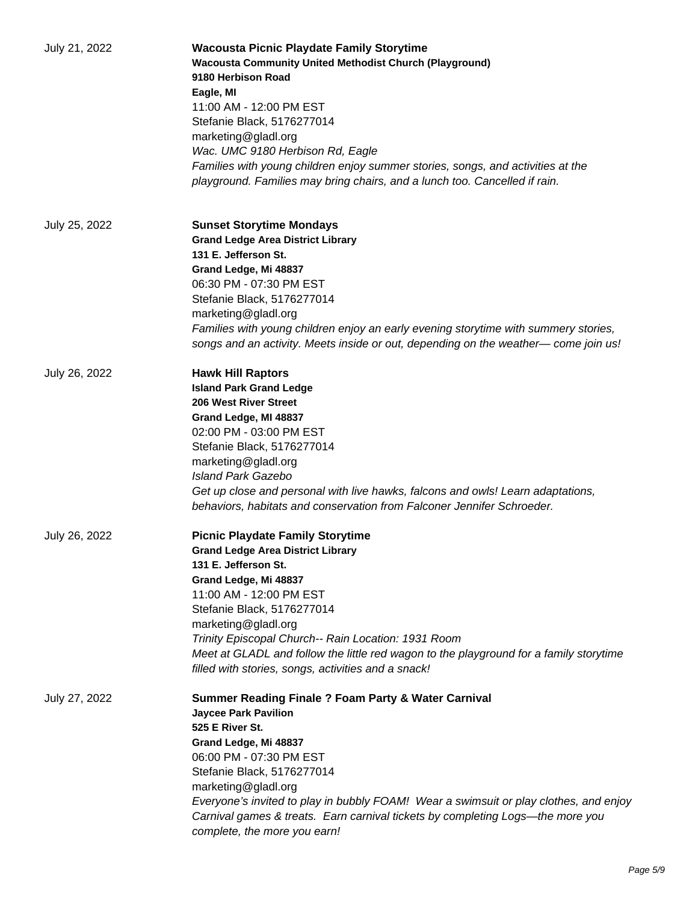July 21, 2022

**Wacousta Picnic Playdate Family Storytime**
**Wacousta Community United Methodist Church (Playground)**
**9180 Herbison Road**
**Eagle, MI**
11:00 AM - 12:00 PM EST
Stefanie Black, 5176277014
marketing@gladl.org
*Wac. UMC 9180 Herbison Rd, Eagle*
*Families with young children enjoy summer stories, songs, and activities at the playground. Families may bring chairs, and a lunch too. Cancelled if rain.*

July 25, 2022

**Sunset Storytime Mondays**
**Grand Ledge Area District Library**
**131 E. Jefferson St.**
**Grand Ledge, Mi 48837**
06:30 PM - 07:30 PM EST
Stefanie Black, 5176277014
marketing@gladl.org
*Families with young children enjoy an early evening storytime with summery stories, songs and an activity. Meets inside or out, depending on the weather— come join us!*

July 26, 2022

**Hawk Hill Raptors**
**Island Park Grand Ledge**
**206 West River Street**
**Grand Ledge, MI 48837**
02:00 PM - 03:00 PM EST
Stefanie Black, 5176277014
marketing@gladl.org
*Island Park Gazebo*
*Get up close and personal with live hawks, falcons and owls! Learn adaptations, behaviors, habitats and conservation from Falconer Jennifer Schroeder.*

July 26, 2022

**Picnic Playdate Family Storytime**
**Grand Ledge Area District Library**
**131 E. Jefferson St.**
**Grand Ledge, Mi 48837**
11:00 AM - 12:00 PM EST
Stefanie Black, 5176277014
marketing@gladl.org
*Trinity Episcopal Church-- Rain Location: 1931 Room*
*Meet at GLADL and follow the little red wagon to the playground for a family storytime filled with stories, songs, activities and a snack!*

July 27, 2022

**Summer Reading Finale ? Foam Party & Water Carnival**
**Jaycee Park Pavilion**
**525 E River St.**
**Grand Ledge, Mi 48837**
06:00 PM - 07:30 PM EST
Stefanie Black, 5176277014
marketing@gladl.org
*Everyone's invited to play in bubbly FOAM! Wear a swimsuit or play clothes, and enjoy Carnival games & treats. Earn carnival tickets by completing Logs—the more you complete, the more you earn!*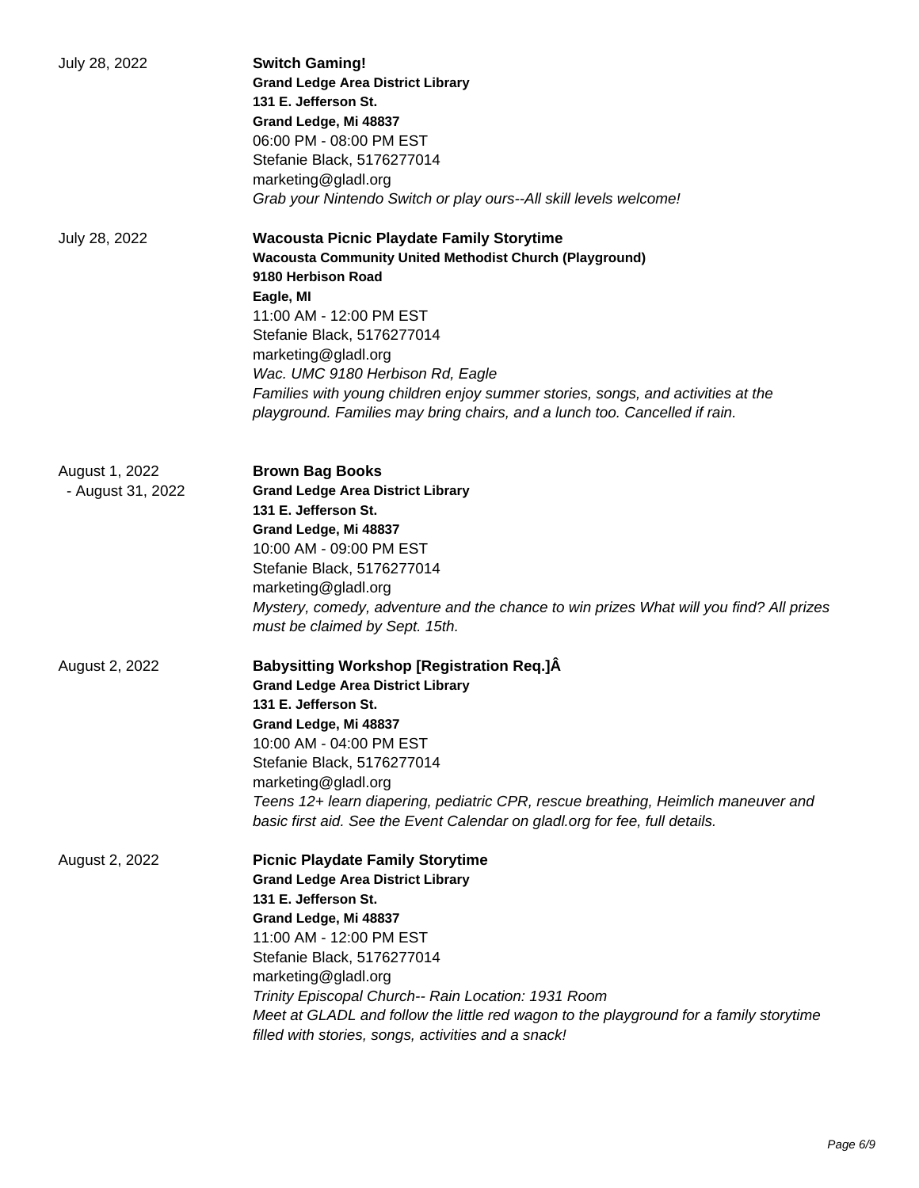July 28, 2022

**Switch Gaming!**
**Grand Ledge Area District Library**
**131 E. Jefferson St.**
**Grand Ledge, Mi 48837**
06:00 PM - 08:00 PM EST
Stefanie Black, 5176277014
marketing@gladl.org
*Grab your Nintendo Switch or play ours--All skill levels welcome!*

July 28, 2022

**Wacousta Picnic Playdate Family Storytime**
**Wacousta Community United Methodist Church (Playground)**
**9180 Herbison Road**
**Eagle, MI**
11:00 AM - 12:00 PM EST
Stefanie Black, 5176277014
marketing@gladl.org
*Wac. UMC 9180 Herbison Rd, Eagle*
*Families with young children enjoy summer stories, songs, and activities at the playground. Families may bring chairs, and a lunch too. Cancelled if rain.*

August 1, 2022 - August 31, 2022

**Brown Bag Books**
**Grand Ledge Area District Library**
**131 E. Jefferson St.**
**Grand Ledge, Mi 48837**
10:00 AM - 09:00 PM EST
Stefanie Black, 5176277014
marketing@gladl.org
*Mystery, comedy, adventure and the chance to win prizes What will you find? All prizes must be claimed by Sept. 15th.*

August 2, 2022

**Babysitting Workshop [Registration Req.]Â**
**Grand Ledge Area District Library**
**131 E. Jefferson St.**
**Grand Ledge, Mi 48837**
10:00 AM - 04:00 PM EST
Stefanie Black, 5176277014
marketing@gladl.org
*Teens 12+ learn diapering, pediatric CPR, rescue breathing, Heimlich maneuver and basic first aid. See the Event Calendar on gladl.org for fee, full details.*

August 2, 2022

**Picnic Playdate Family Storytime**
**Grand Ledge Area District Library**
**131 E. Jefferson St.**
**Grand Ledge, Mi 48837**
11:00 AM - 12:00 PM EST
Stefanie Black, 5176277014
marketing@gladl.org
*Trinity Episcopal Church-- Rain Location: 1931 Room*
*Meet at GLADL and follow the little red wagon to the playground for a family storytime filled with stories, songs, activities and a snack!*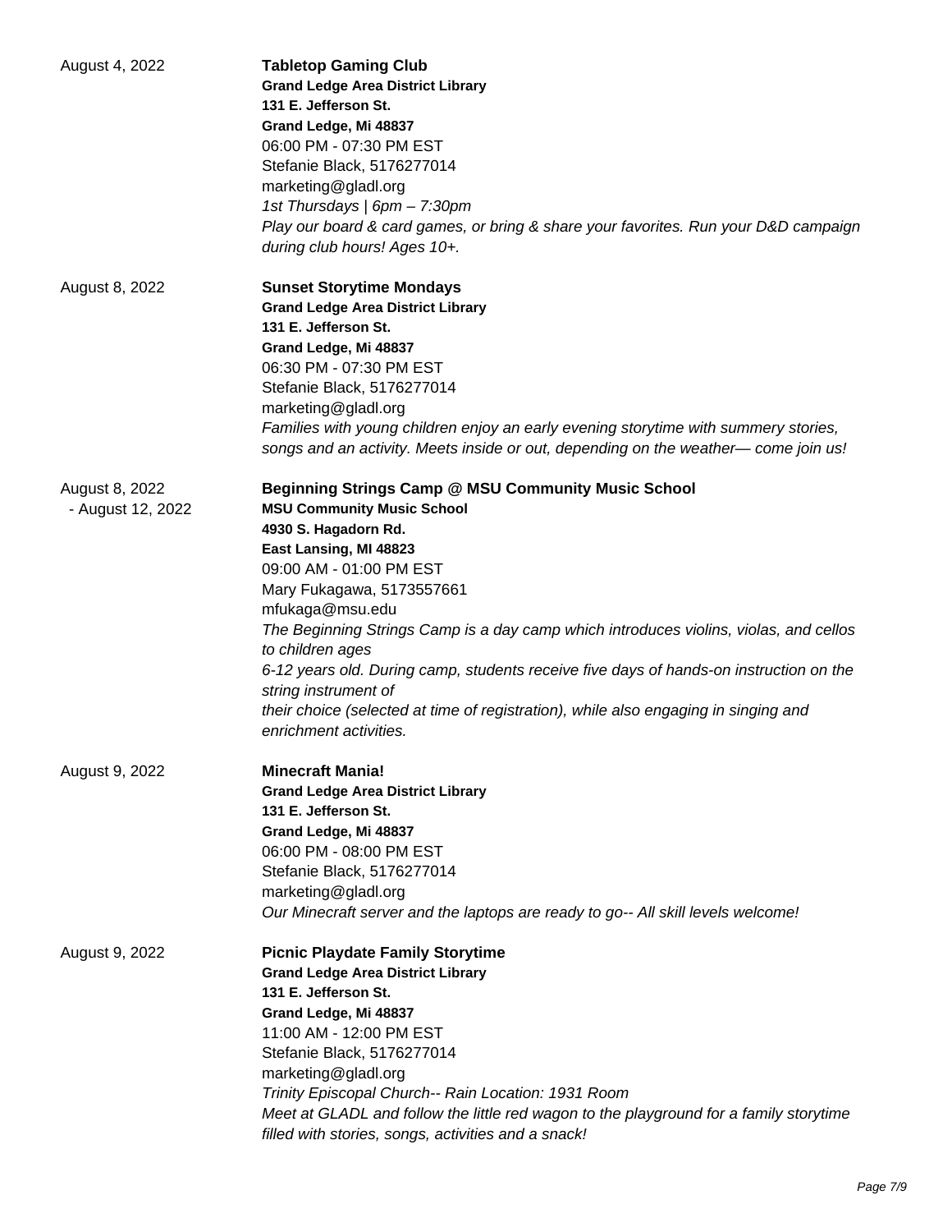August 4, 2022

**Tabletop Gaming Club**
**Grand Ledge Area District Library**
**131 E. Jefferson St.**
**Grand Ledge, Mi 48837**
06:00 PM - 07:30 PM EST
Stefanie Black, 5176277014
marketing@gladl.org
*1st Thursdays | 6pm – 7:30pm*
*Play our board & card games, or bring & share your favorites. Run your D&D campaign during club hours! Ages 10+.*

August 8, 2022

**Sunset Storytime Mondays**
**Grand Ledge Area District Library**
**131 E. Jefferson St.**
**Grand Ledge, Mi 48837**
06:30 PM - 07:30 PM EST
Stefanie Black, 5176277014
marketing@gladl.org
*Families with young children enjoy an early evening storytime with summery stories, songs and an activity. Meets inside or out, depending on the weather— come join us!*

August 8, 2022 - August 12, 2022

**Beginning Strings Camp @ MSU Community Music School**
**MSU Community Music School**
**4930 S. Hagadorn Rd.**
**East Lansing, MI 48823**
09:00 AM - 01:00 PM EST
Mary Fukagawa, 5173557661
mfukaga@msu.edu
*The Beginning Strings Camp is a day camp which introduces violins, violas, and cellos to children ages*
*6-12 years old. During camp, students receive five days of hands-on instruction on the string instrument of*
*their choice (selected at time of registration), while also engaging in singing and enrichment activities.*

August 9, 2022

**Minecraft Mania!**
**Grand Ledge Area District Library**
**131 E. Jefferson St.**
**Grand Ledge, Mi 48837**
06:00 PM - 08:00 PM EST
Stefanie Black, 5176277014
marketing@gladl.org
*Our Minecraft server and the laptops are ready to go-- All skill levels welcome!*

August 9, 2022

**Picnic Playdate Family Storytime**
**Grand Ledge Area District Library**
**131 E. Jefferson St.**
**Grand Ledge, Mi 48837**
11:00 AM - 12:00 PM EST
Stefanie Black, 5176277014
marketing@gladl.org
*Trinity Episcopal Church-- Rain Location: 1931 Room*
*Meet at GLADL and follow the little red wagon to the playground for a family storytime filled with stories, songs, activities and a snack!*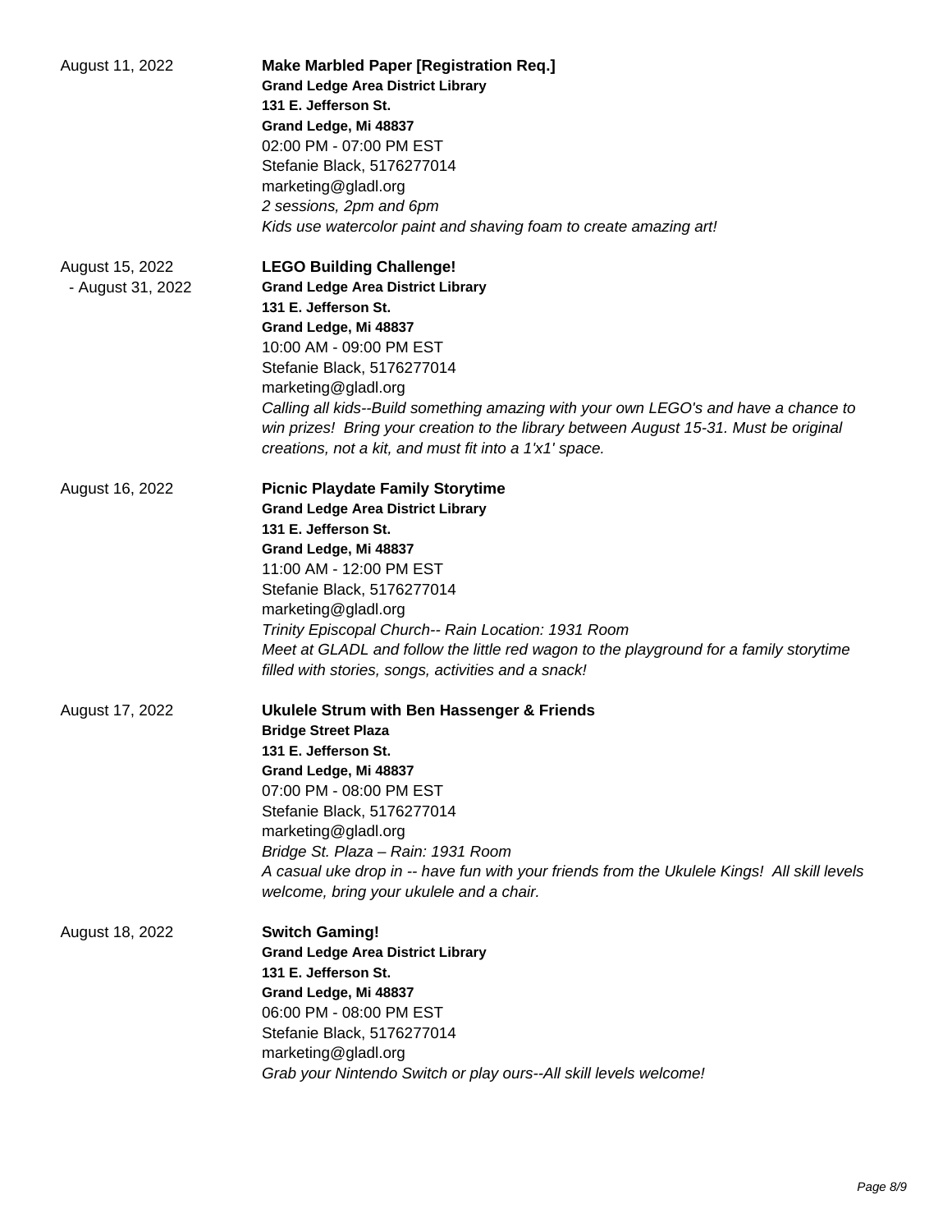**August 11, 2022**

**Make Marbled Paper [Registration Req.]**
**Grand Ledge Area District Library**
**131 E. Jefferson St.**
**Grand Ledge, Mi 48837**
02:00 PM - 07:00 PM EST
Stefanie Black, 5176277014
marketing@gladl.org
*2 sessions, 2pm and 6pm*
*Kids use watercolor paint and shaving foam to create amazing art!*

**August 15, 2022 - August 31, 2022**

**LEGO Building Challenge!**
**Grand Ledge Area District Library**
**131 E. Jefferson St.**
**Grand Ledge, Mi 48837**
10:00 AM - 09:00 PM EST
Stefanie Black, 5176277014
marketing@gladl.org
*Calling all kids--Build something amazing with your own LEGO's and have a chance to win prizes! Bring your creation to the library between August 15-31. Must be original creations, not a kit, and must fit into a 1'x1' space.*

**August 16, 2022**

**Picnic Playdate Family Storytime**
**Grand Ledge Area District Library**
**131 E. Jefferson St.**
**Grand Ledge, Mi 48837**
11:00 AM - 12:00 PM EST
Stefanie Black, 5176277014
marketing@gladl.org
*Trinity Episcopal Church-- Rain Location: 1931 Room*
*Meet at GLADL and follow the little red wagon to the playground for a family storytime filled with stories, songs, activities and a snack!*

**August 17, 2022**

**Ukulele Strum with Ben Hassenger & Friends**
**Bridge Street Plaza**
**131 E. Jefferson St.**
**Grand Ledge, Mi 48837**
07:00 PM - 08:00 PM EST
Stefanie Black, 5176277014
marketing@gladl.org
*Bridge St. Plaza – Rain: 1931 Room*
*A casual uke drop in -- have fun with your friends from the Ukulele Kings! All skill levels welcome, bring your ukulele and a chair.*

**August 18, 2022**

**Switch Gaming!**
**Grand Ledge Area District Library**
**131 E. Jefferson St.**
**Grand Ledge, Mi 48837**
06:00 PM - 08:00 PM EST
Stefanie Black, 5176277014
marketing@gladl.org
*Grab your Nintendo Switch or play ours--All skill levels welcome!*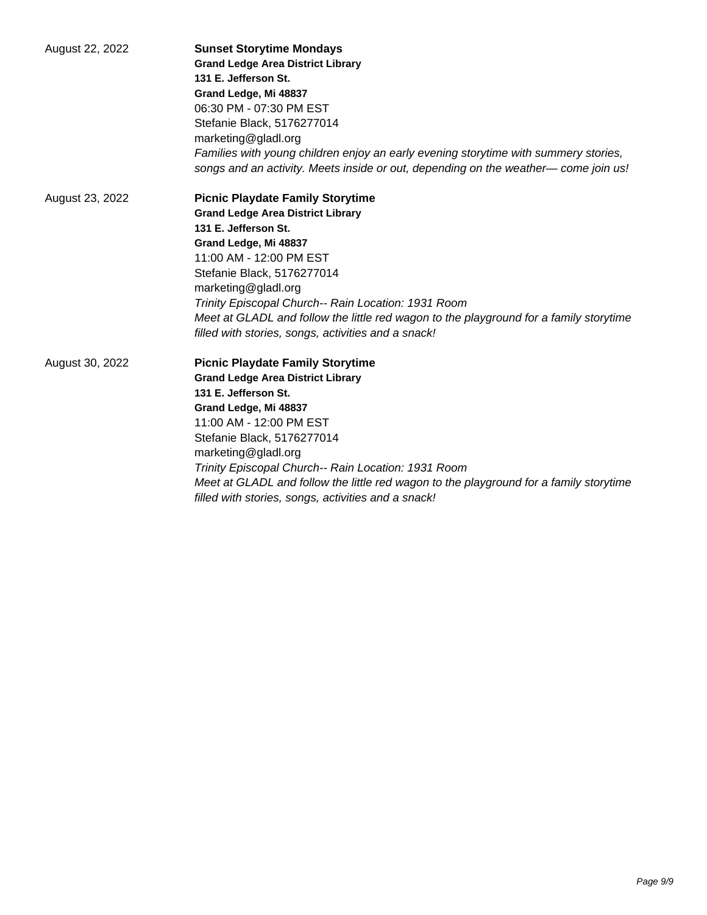August 22, 2022

**Sunset Storytime Mondays**
**Grand Ledge Area District Library**
**131 E. Jefferson St.**
**Grand Ledge, Mi 48837**
06:30 PM - 07:30 PM EST
Stefanie Black, 5176277014
marketing@gladl.org
*Families with young children enjoy an early evening storytime with summery stories, songs and an activity. Meets inside or out, depending on the weather— come join us!*

August 23, 2022

**Picnic Playdate Family Storytime**
**Grand Ledge Area District Library**
**131 E. Jefferson St.**
**Grand Ledge, Mi 48837**
11:00 AM - 12:00 PM EST
Stefanie Black, 5176277014
marketing@gladl.org
*Trinity Episcopal Church-- Rain Location: 1931 Room*
*Meet at GLADL and follow the little red wagon to the playground for a family storytime filled with stories, songs, activities and a snack!*

August 30, 2022

**Picnic Playdate Family Storytime**
**Grand Ledge Area District Library**
**131 E. Jefferson St.**
**Grand Ledge, Mi 48837**
11:00 AM - 12:00 PM EST
Stefanie Black, 5176277014
marketing@gladl.org
*Trinity Episcopal Church-- Rain Location: 1931 Room*
*Meet at GLADL and follow the little red wagon to the playground for a family storytime filled with stories, songs, activities and a snack!*